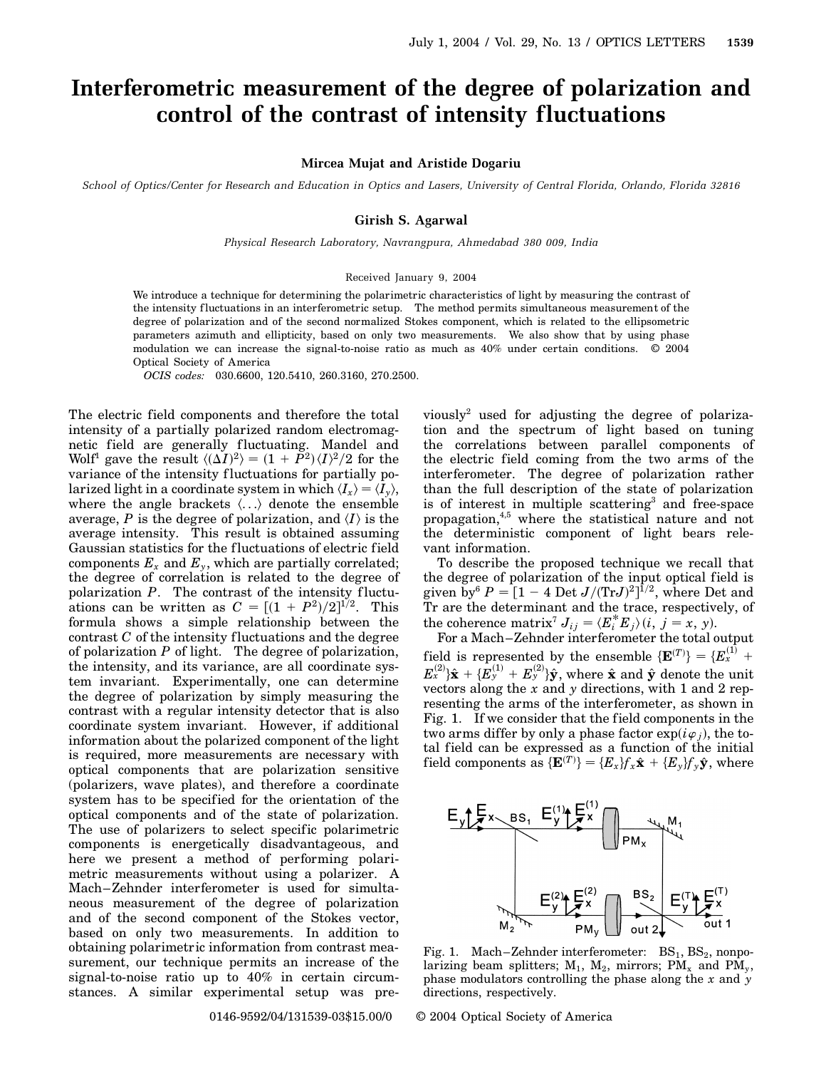# Interferometric measurement of the degree of polarization and control of the contrast of intensity fluctuations

**Mircea Mujat and Aristide Dogariu**

*School of Optics/Center for Research and Education in Optics and Lasers, University of Central Florida, Orlando, Florida 32816*

**Girish S. Agarwal**

*Physical Research Laboratory, Navrangpura, Ahmedabad 380 009, India*

Received January 9, 2004

We introduce a technique for determining the polarimetric characteristics of light by measuring the contrast of the intensity fluctuations in an interferometric setup. The method permits simultaneous measurement of the degree of polarization and of the second normalized Stokes component, which is related to the ellipsometric parameters azimuth and ellipticity, based on only two measurements. We also show that by using phase modulation we can increase the signal-to-noise ratio as much as 40% under certain conditions. © 2004 Optical Society of America

*OCIS codes:* 030.6600, 120.5410, 260.3160, 270.2500.

The electric field components and therefore the total intensity of a partially polarized random electromagnetic field are generally fluctuating. Mandel and Wolf[1] gave the result $\langle(\Delta I)^2\rangle = (1 + P^2)\langle I\rangle^2/2$ for the variance of the intensity fluctuations for partially polarized light in a coordinate system in which $\langle I_x\rangle = \langle I_y\rangle$, where the angle brackets $\langle\ldots\rangle$ denote the ensemble average, $P$ is the degree of polarization, and $\langle I\rangle$ is the average intensity. This result is obtained assuming Gaussian statistics for the fluctuations of electric field components $E_x$ and $E_y$, which are partially correlated; the degree of correlation is related to the degree of polarization $P$. The contrast of the intensity fluctuations can be written as $C = [(1 + P^2)/2]^{1/2}$. This formula shows a simple relationship between the contrast $C$ of the intensity fluctuations and the degree of polarization $P$ of light. The degree of polarization, the intensity, and its variance, are all coordinate system invariant. Experimentally, one can determine the degree of polarization by simply measuring the contrast with a regular intensity detector that is also coordinate system invariant. However, if additional information about the polarized component of the light is required, more measurements are necessary with optical components that are polarization sensitive (polarizers, wave plates), and therefore a coordinate system has to be specified for the orientation of the optical components and of the state of polarization. The use of polarizers to select specific polarimetric components is energetically disadvantageous, and here we present a method of performing polarimetric measurements without using a polarizer. A Mach–Zehnder interferometer is used for simultaneous measurement of the degree of polarization and of the second component of the Stokes vector, based on only two measurements. In addition to obtaining polarimetric information from contrast measurement, our technique permits an increase of the signal-to-noise ratio up to 40% in certain circumstances. A similar experimental setup was previously[2] used for adjusting the degree of polarization and the spectrum of light based on tuning the correlations between parallel components of the electric field coming from the two arms of the interferometer. The degree of polarization rather than the full description of the state of polarization is of interest in multiple scattering[3] and free-space propagation,[4,5] where the statistical nature and not the deterministic component of light bears relevant information.

To describe the proposed technique we recall that the degree of polarization of the input optical field is given by[6] $P = [1 - 4\,\mathrm{Det}\,J/(\mathrm{Tr}J)^2]^{1/2}$, where Det and Tr are the determinant and the trace, respectively, of the coherence matrix[7] $J_{ij} = \langle E_i^* E_j\rangle (i,\, j = x,\, y)$.

For a Mach–Zehnder interferometer the total output field is represented by the ensemble $\{\mathbf{E}^{(T)}\} = \{E_x^{(1)} + E_x^{(2)}\}\hat{\mathbf{x}} + \{E_y^{(1)} + E_y^{(2)}\}\hat{\mathbf{y}}$, where $\hat{\mathbf{x}}$ and $\hat{\mathbf{y}}$ denote the unit vectors along the $x$ and $y$ directions, with 1 and 2 representing the arms of the interferometer, as shown in Fig. 1. If we consider that the field components in the two arms differ by only a phase factor $\exp(i\varphi_j)$, the total field can be expressed as a function of the initial field components as $\{\mathbf{E}^{(T)}\} = \{E_x\}f_x\hat{\mathbf{x}} + \{E_y\}f_y\hat{\mathbf{y}}$, where

Fig. 1. Mach–Zehnder interferometer: $BS_1$, $BS_2$, nonpolarizing beam splitters; $M_1$, $M_2$, mirrors; $PM_x$ and $PM_y$, phase modulators controlling the phase along the $x$ and $y$ directions, respectively.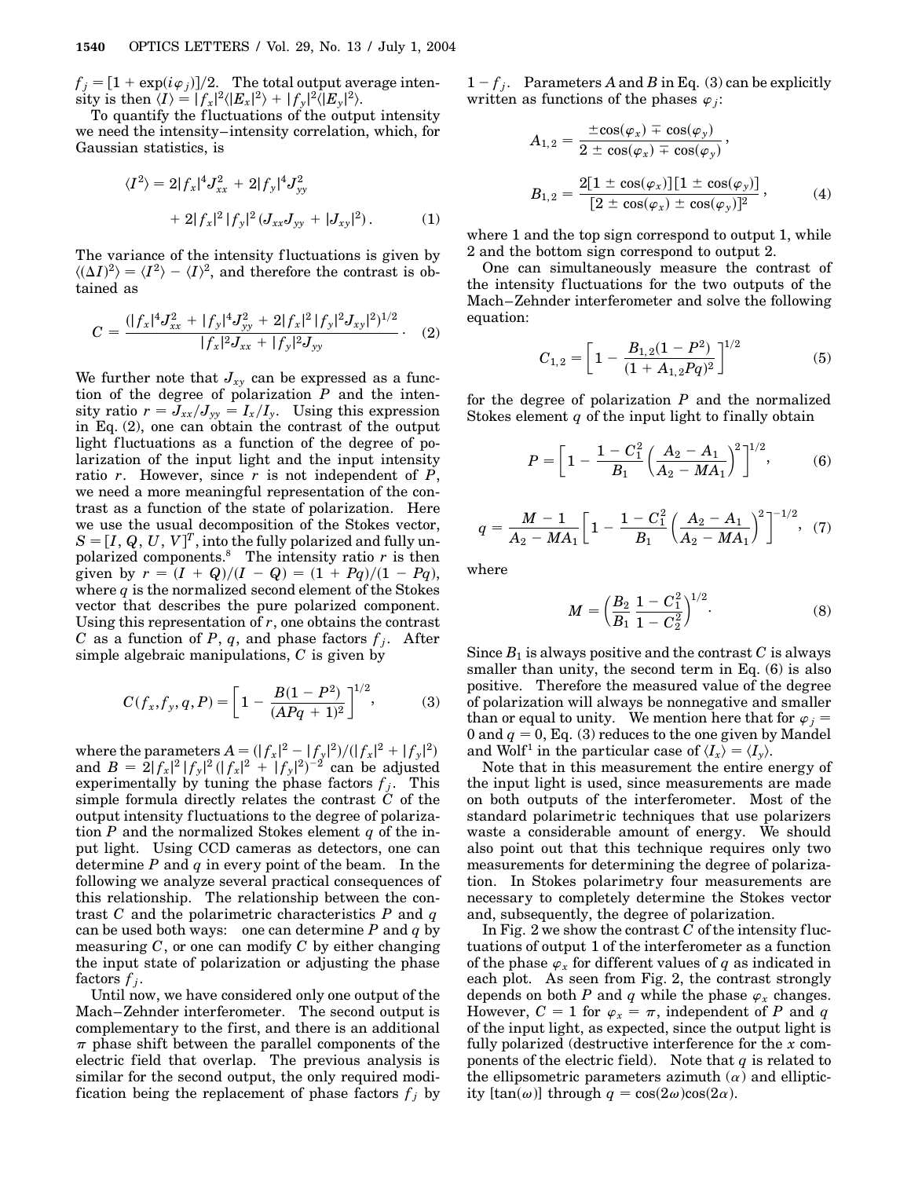$f_j = [1 + \exp(i\varphi_j)]/2$. The total output average intensity is then $\langle I \rangle = |f_x|^2 \langle |E_x|^2 \rangle + |f_y|^2 \langle |E_y|^2 \rangle$.

To quantify the fluctuations of the output intensity we need the intensity–intensity correlation, which, for Gaussian statistics, is

$$\langle I^2 \rangle = 2|f_x|^4 J_{xx}^2 + 2|f_y|^4 J_{yy}^2 + 2|f_x|^2 |f_y|^2 (J_{xx}J_{yy} + |J_{xy}|^2). \quad (1)$$

The variance of the intensity fluctuations is given by $\langle (\Delta I)^2 \rangle = \langle I^2 \rangle - \langle I \rangle^2$, and therefore the contrast is obtained as

$$C = \frac{(|f_x|^4 J_{xx}^2 + |f_y|^4 J_{yy}^2 + 2|f_x|^2 |f_y|^2 J_{xy}|^2)^{1/2}}{|f_x|^2 J_{xx} + |f_y|^2 J_{yy}}. \quad (2)$$

We further note that $J_{xy}$ can be expressed as a function of the degree of polarization $P$ and the intensity ratio $r = J_{xx}/J_{yy} = I_x/I_y$. Using this expression in Eq. (2), one can obtain the contrast of the output light fluctuations as a function of the degree of polarization of the input light and the input intensity ratio $r$. However, since $r$ is not independent of $P$, we need a more meaningful representation of the contrast as a function of the state of polarization. Here we use the usual decomposition of the Stokes vector, $S = [I, Q, U, V]^T$, into the fully polarized and fully unpolarized components.[8] The intensity ratio $r$ is then given by $r = (I + Q)/(I - Q) = (1 + Pq)/(1 - Pq)$, where $q$ is the normalized second element of the Stokes vector that describes the pure polarized component. Using this representation of $r$, one obtains the contrast $C$ as a function of $P$, $q$, and phase factors $f_j$. After simple algebraic manipulations, $C$ is given by

$$C(f_x, f_y, q, P) = \left[1 - \frac{B(1 - P^2)}{(APq + 1)^2}\right]^{1/2}, \quad (3)$$

where the parameters $A = (|f_x|^2 - |f_y|^2)/(|f_x|^2 + |f_y|^2)$ and $B = 2|f_x|^2 |f_y|^2 (|f_x|^2 + |f_y|^2)^{-2}$ can be adjusted experimentally by tuning the phase factors $f_j$. This simple formula directly relates the contrast $C$ of the output intensity fluctuations to the degree of polarization $P$ and the normalized Stokes element $q$ of the input light. Using CCD cameras as detectors, one can determine $P$ and $q$ in every point of the beam. In the following we analyze several practical consequences of this relationship. The relationship between the contrast $C$ and the polarimetric characteristics $P$ and $q$ can be used both ways: one can determine $P$ and $q$ by measuring $C$, or one can modify $C$ by either changing the input state of polarization or adjusting the phase factors $f_j$.

Until now, we have considered only one output of the Mach–Zehnder interferometer. The second output is complementary to the first, and there is an additional $\pi$ phase shift between the parallel components of the electric field that overlap. The previous analysis is similar for the second output, the only required modification being the replacement of phase factors $f_j$ by $1 - f_j$. Parameters $A$ and $B$ in Eq. (3) can be explicitly written as functions of the phases $\varphi_j$:

$$A_{1,2} = \frac{\pm\cos(\varphi_x) \mp \cos(\varphi_y)}{2 \pm \cos(\varphi_x) \mp \cos(\varphi_y)},$$

$$B_{1,2} = \frac{2[1 \pm \cos(\varphi_x)][1 \pm \cos(\varphi_y)]}{[2 \pm \cos(\varphi_x) \pm \cos(\varphi_y)]^2}, \quad (4)$$

where 1 and the top sign correspond to output 1, while 2 and the bottom sign correspond to output 2.

One can simultaneously measure the contrast of the intensity fluctuations for the two outputs of the Mach–Zehnder interferometer and solve the following equation:

$$C_{1,2} = \left[1 - \frac{B_{1,2}(1 - P^2)}{(1 + A_{1,2}Pq)^2}\right]^{1/2} \quad (5)$$

for the degree of polarization $P$ and the normalized Stokes element $q$ of the input light to finally obtain

$$P = \left[1 - \frac{1 - C_1^2}{B_1}\left(\frac{A_2 - A_1}{A_2 - MA_1}\right)^2\right]^{1/2}, \quad (6)$$

$$q = \frac{M - 1}{A_2 - MA_1}\left[1 - \frac{1 - C_1^2}{B_1}\left(\frac{A_2 - A_1}{A_2 - MA_1}\right)^2\right]^{-1/2}, \quad (7)$$

where

$$M = \left(\frac{B_2}{B_1}\frac{1 - C_1^2}{1 - C_2^2}\right)^{1/2}. \quad (8)$$

Since $B_1$ is always positive and the contrast $C$ is always smaller than unity, the second term in Eq. (6) is also positive. Therefore the measured value of the degree of polarization will always be nonnegative and smaller than or equal to unity. We mention here that for $\varphi_j = 0$ and $q = 0$, Eq. (3) reduces to the one given by Mandel and Wolf[1] in the particular case of $\langle I_x \rangle = \langle I_y \rangle$.

Note that in this measurement the entire energy of the input light is used, since measurements are made on both outputs of the interferometer. Most of the standard polarimetric techniques that use polarizers waste a considerable amount of energy. We should also point out that this technique requires only two measurements for determining the degree of polarization. In Stokes polarimetry four measurements are necessary to completely determine the Stokes vector and, subsequently, the degree of polarization.

In Fig. 2 we show the contrast $C$ of the intensity fluctuations of output 1 of the interferometer as a function of the phase $\varphi_x$ for different values of $q$ as indicated in each plot. As seen from Fig. 2, the contrast strongly depends on both $P$ and $q$ while the phase $\varphi_x$ changes. However, $C = 1$ for $\varphi_x = \pi$, independent of $P$ and $q$ of the input light, as expected, since the output light is fully polarized (destructive interference for the $x$ components of the electric field). Note that $q$ is related to the ellipsometric parameters azimuth ($\alpha$) and ellipticity [$\tan(\omega)$] through $q = \cos(2\omega)\cos(2\alpha)$.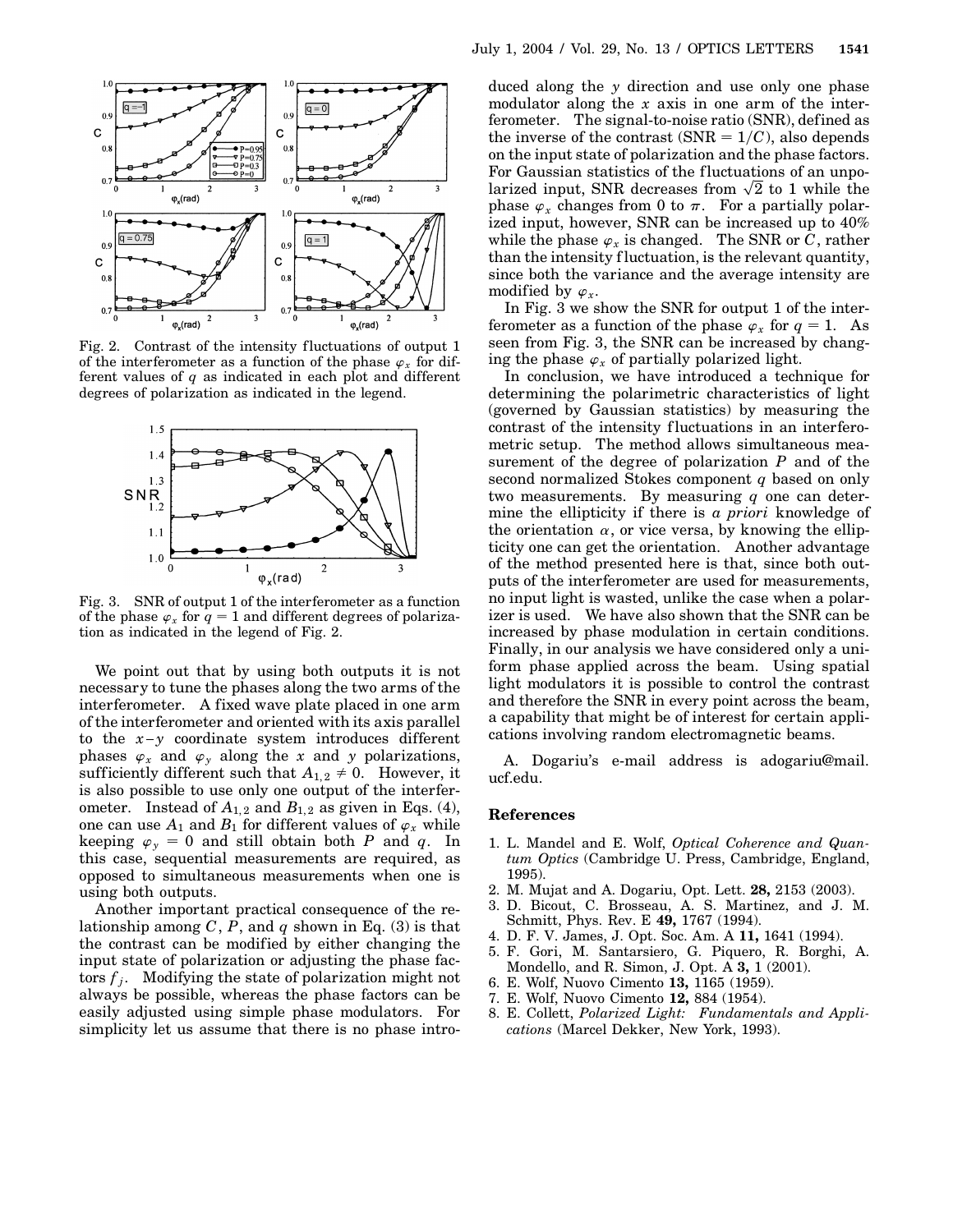1.0
q = −1
0.9
C
0.8
0.7
0 1 2 3
$\varphi_x$(rad)

1.0
q = 0
0.9
C
0.8
0.7
0 1 2 3
$\varphi_x$(rad)

P=0.95
P=0.75
P=0.3
P=0

1.0
q = 0.75
0.9
C
0.8
0.7
0 1 2 3
$\varphi_x$(rad)

1.0
q = 1
0.9
C
0.8
0.7
0 1 2 3
$\varphi_x$(rad)

Fig. 2. Contrast of the intensity fluctuations of output 1 of the interferometer as a function of the phase $\varphi_x$ for different values of $q$ as indicated in each plot and different degrees of polarization as indicated in the legend.

1.5
1.4
1.3
SNR
1.2
1.1
1.0
0 1 2 3
$\varphi_x$(rad)

Fig. 3. SNR of output 1 of the interferometer as a function of the phase $\varphi_x$ for $q = 1$ and different degrees of polarization as indicated in the legend of Fig. 2.

We point out that by using both outputs it is not necessary to tune the phases along the two arms of the interferometer. A fixed wave plate placed in one arm of the interferometer and oriented with its axis parallel to the $x$–$y$ coordinate system introduces different phases $\varphi_x$ and $\varphi_y$ along the $x$ and $y$ polarizations, sufficiently different such that $A_{1,2} \neq 0$. However, it is also possible to use only one output of the interferometer. Instead of $A_{1,2}$ and $B_{1,2}$ as given in Eqs. (4), one can use $A_1$ and $B_1$ for different values of $\varphi_x$ while keeping $\varphi_y = 0$ and still obtain both $P$ and $q$. In this case, sequential measurements are required, as opposed to simultaneous measurements when one is using both outputs.

Another important practical consequence of the relationship among $C$, $P$, and $q$ shown in Eq. (3) is that the contrast can be modified by either changing the input state of polarization or adjusting the phase factors $f_j$. Modifying the state of polarization might not always be possible, whereas the phase factors can be easily adjusted using simple phase modulators. For simplicity let us assume that there is no phase introduced along the $y$ direction and use only one phase modulator along the $x$ axis in one arm of the interferometer. The signal-to-noise ratio (SNR), defined as the inverse of the contrast ($\mathrm{SNR} = 1/C$), also depends on the input state of polarization and the phase factors. For Gaussian statistics of the fluctuations of an unpolarized input, SNR decreases from $\sqrt{2}$ to 1 while the phase $\varphi_x$ changes from 0 to $\pi$. For a partially polarized input, however, SNR can be increased up to 40% while the phase $\varphi_x$ is changed. The SNR or $C$, rather than the intensity fluctuation, is the relevant quantity, since both the variance and the average intensity are modified by $\varphi_x$.

In Fig. 3 we show the SNR for output 1 of the interferometer as a function of the phase $\varphi_x$ for $q = 1$. As seen from Fig. 3, the SNR can be increased by changing the phase $\varphi_x$ of partially polarized light.

In conclusion, we have introduced a technique for determining the polarimetric characteristics of light (governed by Gaussian statistics) by measuring the contrast of the intensity fluctuations in an interferometric setup. The method allows simultaneous measurement of the degree of polarization $P$ and of the second normalized Stokes component $q$ based on only two measurements. By measuring $q$ one can determine the ellipticity if there is *a priori* knowledge of the orientation $\alpha$, or vice versa, by knowing the ellipticity one can get the orientation. Another advantage of the method presented here is that, since both outputs of the interferometer are used for measurements, no input light is wasted, unlike the case when a polarizer is used. We have also shown that the SNR can be increased by phase modulation in certain conditions. Finally, in our analysis we have considered only a uniform phase applied across the beam. Using spatial light modulators it is possible to control the contrast and therefore the SNR in every point across the beam, a capability that might be of interest for certain applications involving random electromagnetic beams.

A. Dogariu's e-mail address is adogariu@mail.ucf.edu.

## References

1. L. Mandel and E. Wolf, *Optical Coherence and Quantum Optics* (Cambridge U. Press, Cambridge, England, 1995).
2. M. Mujat and A. Dogariu, Opt. Lett. **28,** 2153 (2003).
3. D. Bicout, C. Brosseau, A. S. Martinez, and J. M. Schmitt, Phys. Rev. E **49,** 1767 (1994).
4. D. F. V. James, J. Opt. Soc. Am. A **11,** 1641 (1994).
5. F. Gori, M. Santarsiero, G. Piquero, R. Borghi, A. Mondello, and R. Simon, J. Opt. A **3,** 1 (2001).
6. E. Wolf, Nuovo Cimento **13,** 1165 (1959).
7. E. Wolf, Nuovo Cimento **12,** 884 (1954).
8. E. Collett, *Polarized Light: Fundamentals and Applications* (Marcel Dekker, New York, 1993).